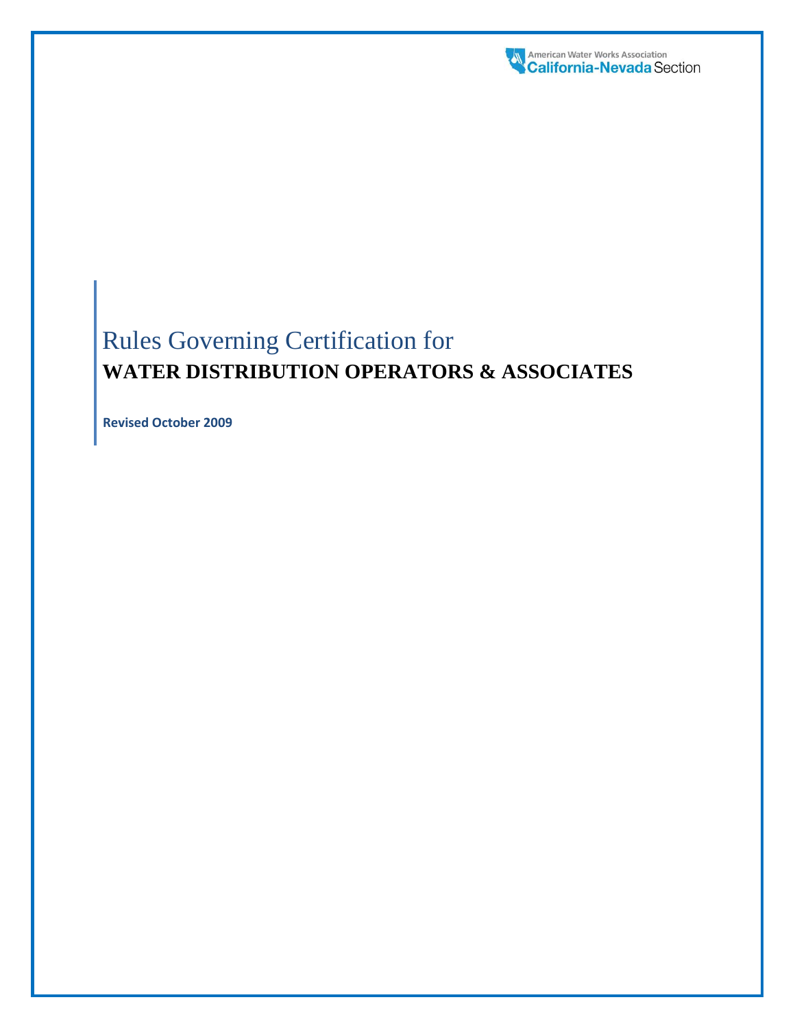American Water Works Association
California-Nevada Section

# Rules Governing Certification for
## WATER DISTRIBUTION OPERATORS & ASSOCIATES

**Revised October 2009**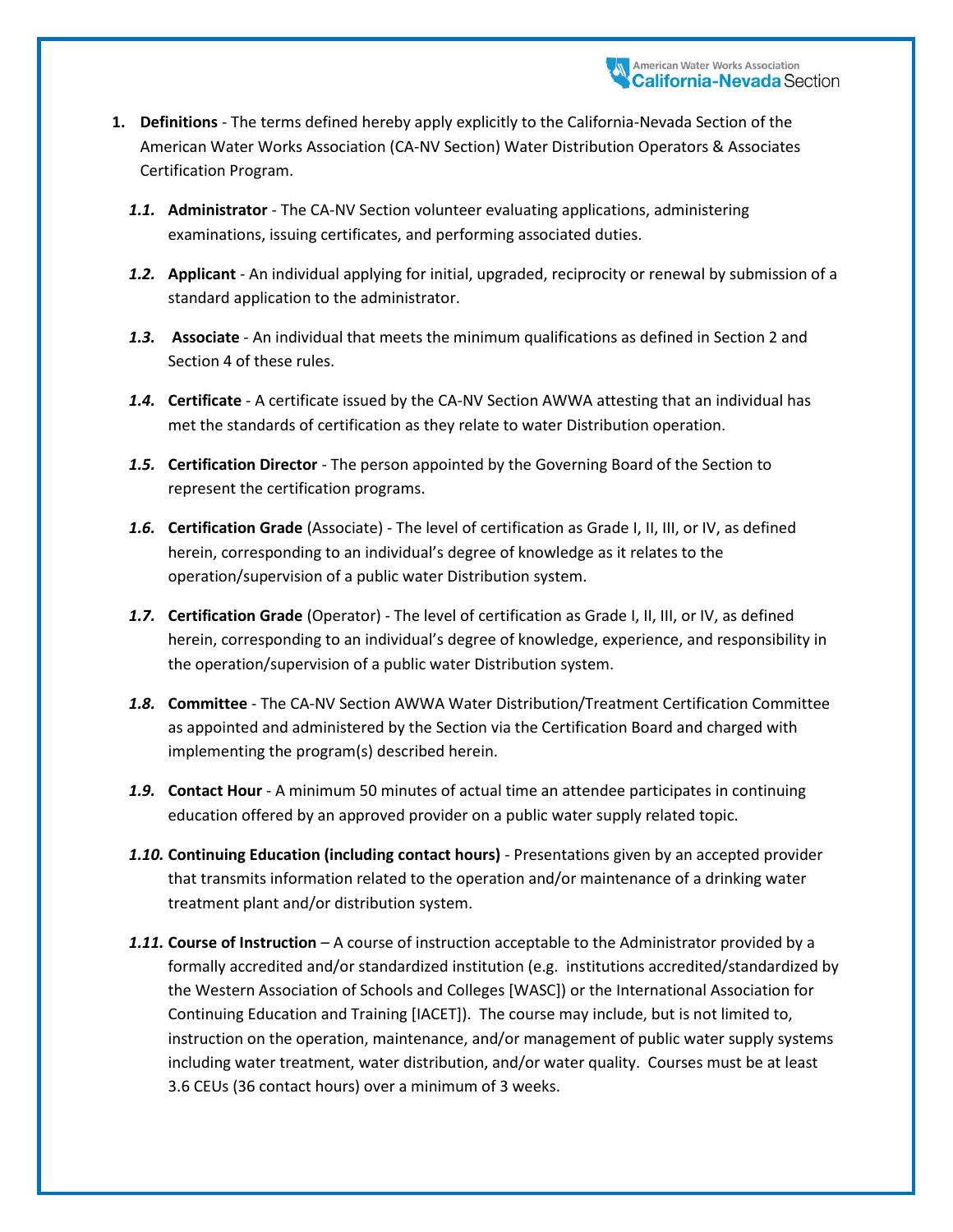1. **Definitions** - The terms defined hereby apply explicitly to the California-Nevada Section of the American Water Works Association (CA-NV Section) Water Distribution Operators & Associates Certification Program.

   ***1.1.*** **Administrator** - The CA-NV Section volunteer evaluating applications, administering examinations, issuing certificates, and performing associated duties.

   ***1.2.*** **Applicant** - An individual applying for initial, upgraded, reciprocity or renewal by submission of a standard application to the administrator.

   ***1.3.*** **Associate** - An individual that meets the minimum qualifications as defined in Section 2 and Section 4 of these rules.

   ***1.4.*** **Certificate** - A certificate issued by the CA-NV Section AWWA attesting that an individual has met the standards of certification as they relate to water Distribution operation.

   ***1.5.*** **Certification Director** - The person appointed by the Governing Board of the Section to represent the certification programs.

   ***1.6.*** **Certification Grade** (Associate) - The level of certification as Grade I, II, III, or IV, as defined herein, corresponding to an individual's degree of knowledge as it relates to the operation/supervision of a public water Distribution system.

   ***1.7.*** **Certification Grade** (Operator) - The level of certification as Grade I, II, III, or IV, as defined herein, corresponding to an individual's degree of knowledge, experience, and responsibility in the operation/supervision of a public water Distribution system.

   ***1.8.*** **Committee** - The CA-NV Section AWWA Water Distribution/Treatment Certification Committee as appointed and administered by the Section via the Certification Board and charged with implementing the program(s) described herein.

   ***1.9.*** **Contact Hour** - A minimum 50 minutes of actual time an attendee participates in continuing education offered by an approved provider on a public water supply related topic.

   ***1.10.*** **Continuing Education (including contact hours)** - Presentations given by an accepted provider that transmits information related to the operation and/or maintenance of a drinking water treatment plant and/or distribution system.

   ***1.11.*** **Course of Instruction** – A course of instruction acceptable to the Administrator provided by a formally accredited and/or standardized institution (e.g. institutions accredited/standardized by the Western Association of Schools and Colleges [WASC]) or the International Association for Continuing Education and Training [IACET]). The course may include, but is not limited to, instruction on the operation, maintenance, and/or management of public water supply systems including water treatment, water distribution, and/or water quality. Courses must be at least 3.6 CEUs (36 contact hours) over a minimum of 3 weeks.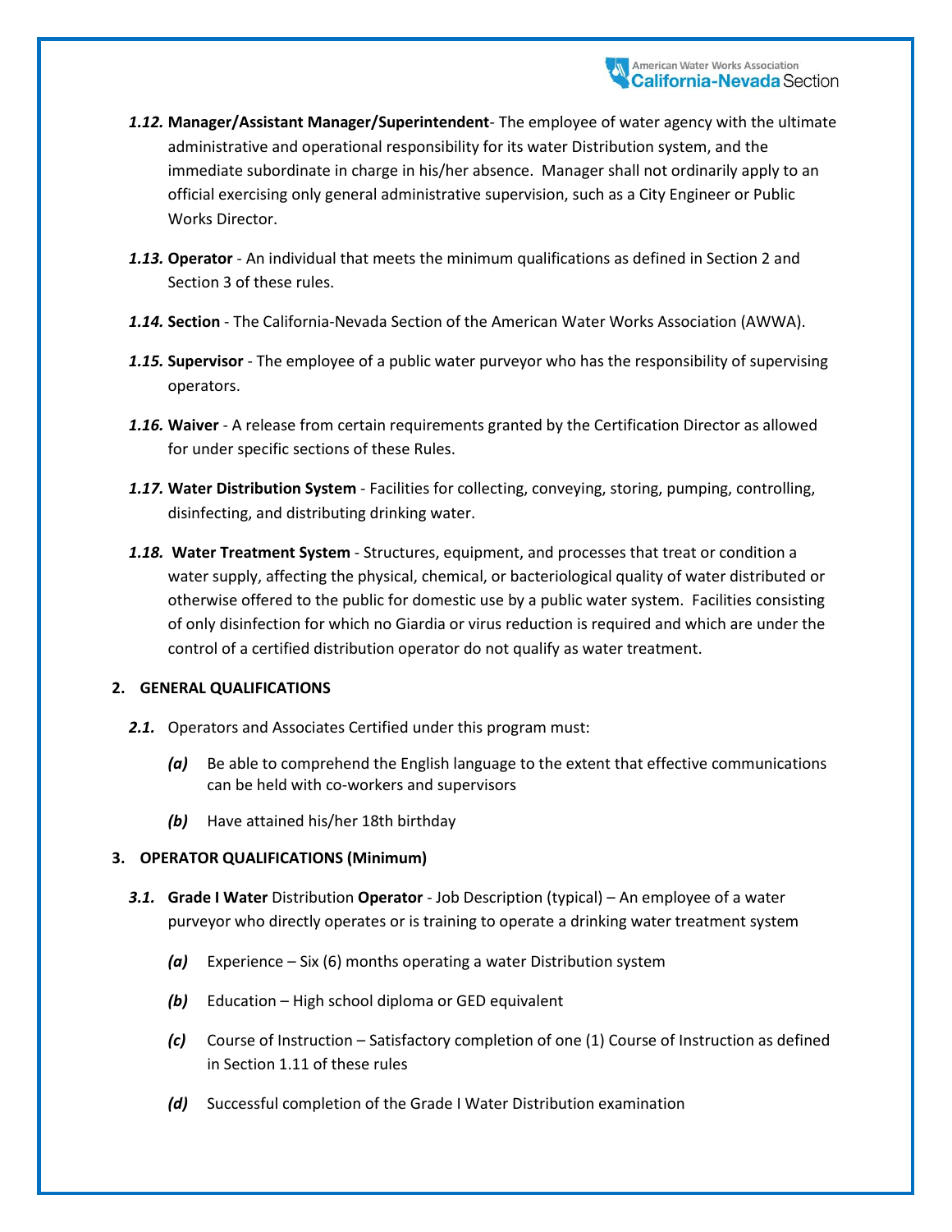***1.12.*** **Manager/Assistant Manager/Superintendent**- The employee of water agency with the ultimate administrative and operational responsibility for its water Distribution system, and the immediate subordinate in charge in his/her absence. Manager shall not ordinarily apply to an official exercising only general administrative supervision, such as a City Engineer or Public Works Director.

***1.13.*** **Operator** - An individual that meets the minimum qualifications as defined in Section 2 and Section 3 of these rules.

***1.14.*** **Section** - The California-Nevada Section of the American Water Works Association (AWWA).

***1.15.*** **Supervisor** - The employee of a public water purveyor who has the responsibility of supervising operators.

***1.16.*** **Waiver** - A release from certain requirements granted by the Certification Director as allowed for under specific sections of these Rules.

***1.17.*** **Water Distribution System** - Facilities for collecting, conveying, storing, pumping, controlling, disinfecting, and distributing drinking water.

***1.18.*** **Water Treatment System** - Structures, equipment, and processes that treat or condition a water supply, affecting the physical, chemical, or bacteriological quality of water distributed or otherwise offered to the public for domestic use by a public water system. Facilities consisting of only disinfection for which no Giardia or virus reduction is required and which are under the control of a certified distribution operator do not qualify as water treatment.

## 2. GENERAL QUALIFICATIONS

***2.1.*** Operators and Associates Certified under this program must:

***(a)*** Be able to comprehend the English language to the extent that effective communications can be held with co-workers and supervisors

***(b)*** Have attained his/her 18th birthday

## 3. OPERATOR QUALIFICATIONS (Minimum)

***3.1.*** **Grade I Water** Distribution **Operator** - Job Description (typical) – An employee of a water purveyor who directly operates or is training to operate a drinking water treatment system

***(a)*** Experience – Six (6) months operating a water Distribution system

***(b)*** Education – High school diploma or GED equivalent

***(c)*** Course of Instruction – Satisfactory completion of one (1) Course of Instruction as defined in Section 1.11 of these rules

***(d)*** Successful completion of the Grade I Water Distribution examination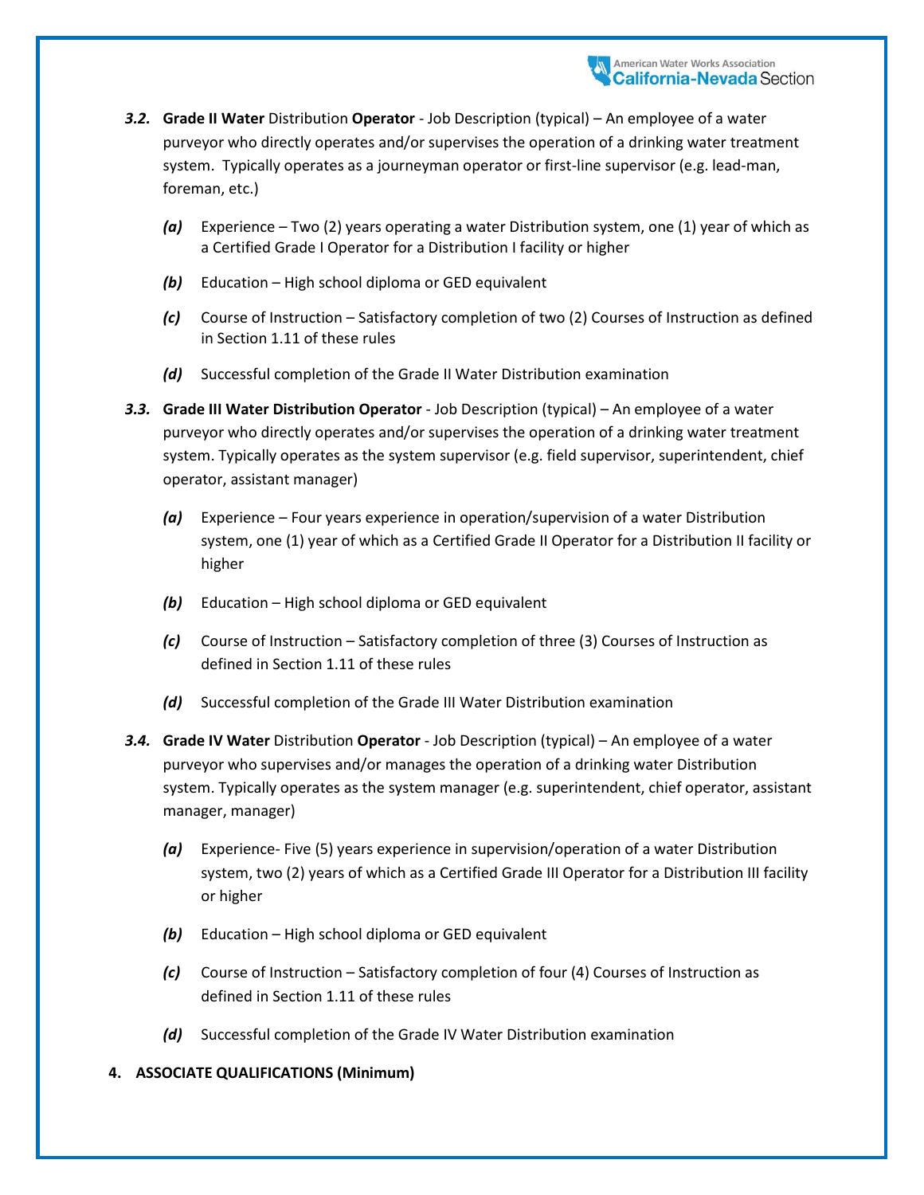***3.2.*** **Grade II Water** Distribution **Operator** - Job Description (typical) – An employee of a water purveyor who directly operates and/or supervises the operation of a drinking water treatment system. Typically operates as a journeyman operator or first-line supervisor (e.g. lead-man, foreman, etc.)

- ***(a)*** Experience – Two (2) years operating a water Distribution system, one (1) year of which as a Certified Grade I Operator for a Distribution I facility or higher
- ***(b)*** Education – High school diploma or GED equivalent
- ***(c)*** Course of Instruction – Satisfactory completion of two (2) Courses of Instruction as defined in Section 1.11 of these rules
- ***(d)*** Successful completion of the Grade II Water Distribution examination

***3.3.*** **Grade III Water Distribution Operator** - Job Description (typical) – An employee of a water purveyor who directly operates and/or supervises the operation of a drinking water treatment system. Typically operates as the system supervisor (e.g. field supervisor, superintendent, chief operator, assistant manager)

- ***(a)*** Experience – Four years experience in operation/supervision of a water Distribution system, one (1) year of which as a Certified Grade II Operator for a Distribution II facility or higher
- ***(b)*** Education – High school diploma or GED equivalent
- ***(c)*** Course of Instruction – Satisfactory completion of three (3) Courses of Instruction as defined in Section 1.11 of these rules
- ***(d)*** Successful completion of the Grade III Water Distribution examination

***3.4.*** **Grade IV Water** Distribution **Operator** - Job Description (typical) – An employee of a water purveyor who supervises and/or manages the operation of a drinking water Distribution system. Typically operates as the system manager (e.g. superintendent, chief operator, assistant manager, manager)

- ***(a)*** Experience- Five (5) years experience in supervision/operation of a water Distribution system, two (2) years of which as a Certified Grade III Operator for a Distribution III facility or higher
- ***(b)*** Education – High school diploma or GED equivalent
- ***(c)*** Course of Instruction – Satisfactory completion of four (4) Courses of Instruction as defined in Section 1.11 of these rules
- ***(d)*** Successful completion of the Grade IV Water Distribution examination

## 4. ASSOCIATE QUALIFICATIONS (Minimum)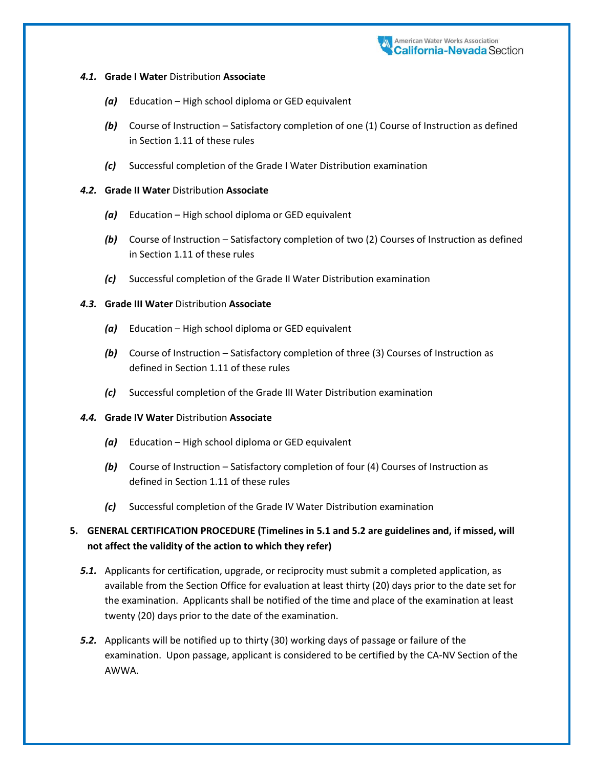**4.1. Grade I Water** Distribution **Associate**

- ***(a)*** Education – High school diploma or GED equivalent
- ***(b)*** Course of Instruction – Satisfactory completion of one (1) Course of Instruction as defined in Section 1.11 of these rules
- ***(c)*** Successful completion of the Grade I Water Distribution examination

**4.2. Grade II Water** Distribution **Associate**

- ***(a)*** Education – High school diploma or GED equivalent
- ***(b)*** Course of Instruction – Satisfactory completion of two (2) Courses of Instruction as defined in Section 1.11 of these rules
- ***(c)*** Successful completion of the Grade II Water Distribution examination

**4.3. Grade III Water** Distribution **Associate**

- ***(a)*** Education – High school diploma or GED equivalent
- ***(b)*** Course of Instruction – Satisfactory completion of three (3) Courses of Instruction as defined in Section 1.11 of these rules
- ***(c)*** Successful completion of the Grade III Water Distribution examination

**4.4. Grade IV Water** Distribution **Associate**

- ***(a)*** Education – High school diploma or GED equivalent
- ***(b)*** Course of Instruction – Satisfactory completion of four (4) Courses of Instruction as defined in Section 1.11 of these rules
- ***(c)*** Successful completion of the Grade IV Water Distribution examination

## 5. GENERAL CERTIFICATION PROCEDURE (Timelines in 5.1 and 5.2 are guidelines and, if missed, will not affect the validity of the action to which they refer)

***5.1.*** Applicants for certification, upgrade, or reciprocity must submit a completed application, as available from the Section Office for evaluation at least thirty (20) days prior to the date set for the examination. Applicants shall be notified of the time and place of the examination at least twenty (20) days prior to the date of the examination.

***5.2.*** Applicants will be notified up to thirty (30) working days of passage or failure of the examination. Upon passage, applicant is considered to be certified by the CA-NV Section of the AWWA.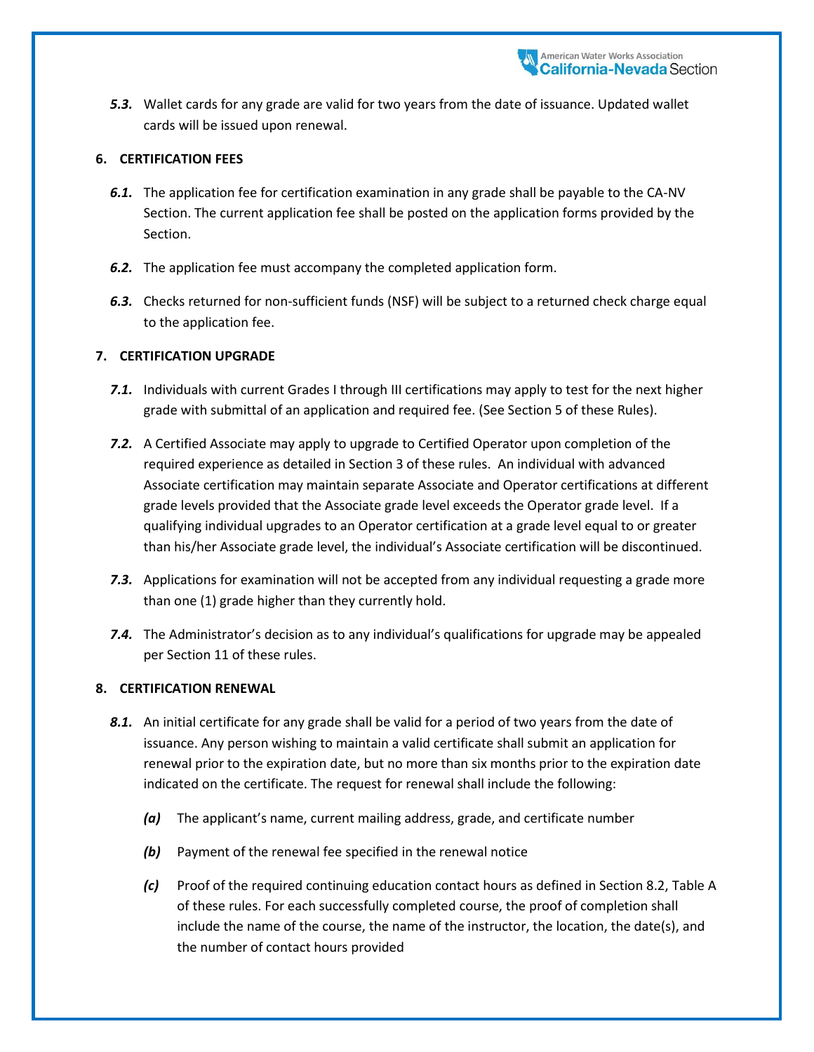***5.3.*** Wallet cards for any grade are valid for two years from the date of issuance. Updated wallet cards will be issued upon renewal.

## 6. CERTIFICATION FEES

***6.1.*** The application fee for certification examination in any grade shall be payable to the CA-NV Section. The current application fee shall be posted on the application forms provided by the Section.

***6.2.*** The application fee must accompany the completed application form.

***6.3.*** Checks returned for non-sufficient funds (NSF) will be subject to a returned check charge equal to the application fee.

## 7. CERTIFICATION UPGRADE

***7.1.*** Individuals with current Grades I through III certifications may apply to test for the next higher grade with submittal of an application and required fee. (See Section 5 of these Rules).

***7.2.*** A Certified Associate may apply to upgrade to Certified Operator upon completion of the required experience as detailed in Section 3 of these rules. An individual with advanced Associate certification may maintain separate Associate and Operator certifications at different grade levels provided that the Associate grade level exceeds the Operator grade level. If a qualifying individual upgrades to an Operator certification at a grade level equal to or greater than his/her Associate grade level, the individual's Associate certification will be discontinued.

***7.3.*** Applications for examination will not be accepted from any individual requesting a grade more than one (1) grade higher than they currently hold.

***7.4.*** The Administrator's decision as to any individual's qualifications for upgrade may be appealed per Section 11 of these rules.

## 8. CERTIFICATION RENEWAL

***8.1.*** An initial certificate for any grade shall be valid for a period of two years from the date of issuance. Any person wishing to maintain a valid certificate shall submit an application for renewal prior to the expiration date, but no more than six months prior to the expiration date indicated on the certificate. The request for renewal shall include the following:

- ***(a)*** The applicant's name, current mailing address, grade, and certificate number
- ***(b)*** Payment of the renewal fee specified in the renewal notice
- ***(c)*** Proof of the required continuing education contact hours as defined in Section 8.2, Table A of these rules. For each successfully completed course, the proof of completion shall include the name of the course, the name of the instructor, the location, the date(s), and the number of contact hours provided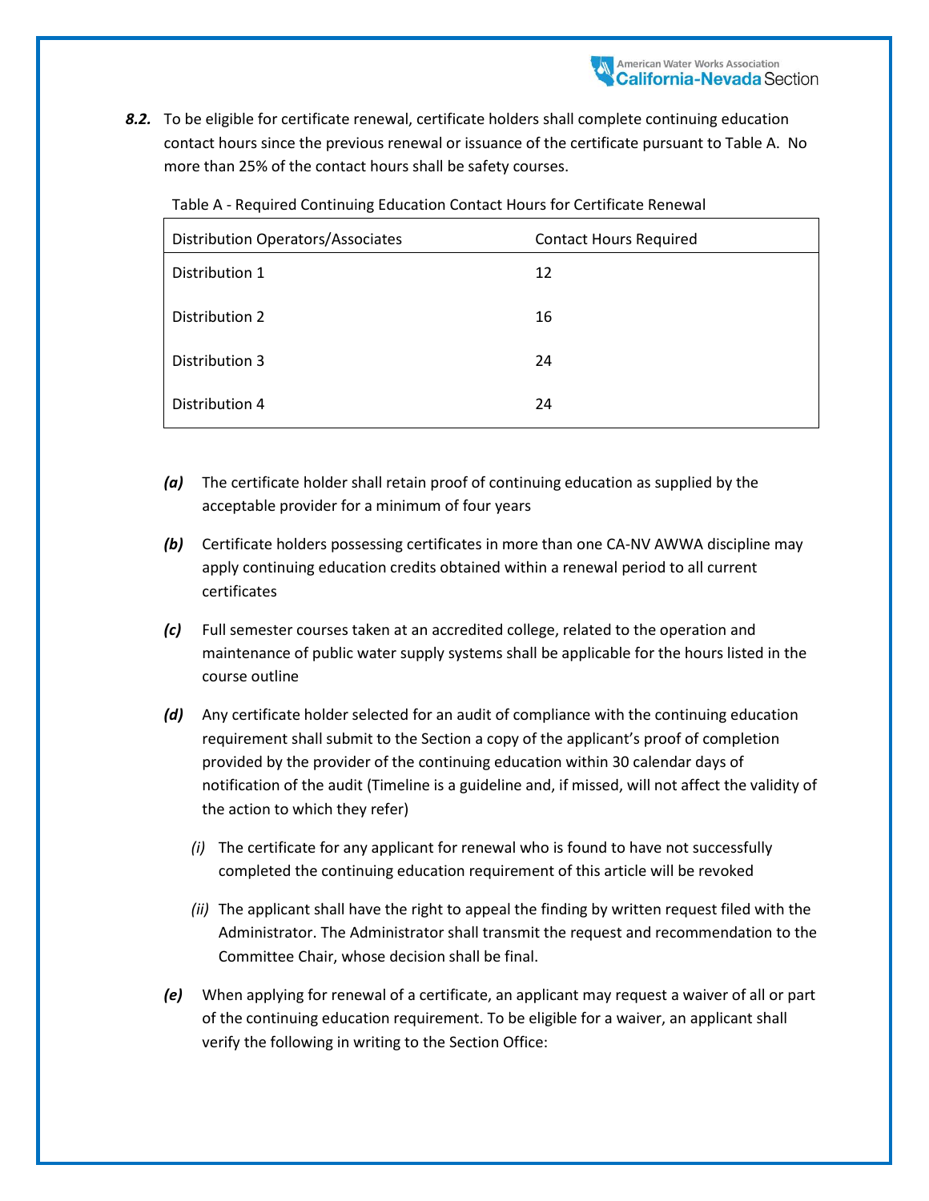***8.2.*** To be eligible for certificate renewal, certificate holders shall complete continuing education contact hours since the previous renewal or issuance of the certificate pursuant to Table A. No more than 25% of the contact hours shall be safety courses.

Table A - Required Continuing Education Contact Hours for Certificate Renewal

| Distribution Operators/Associates | Contact Hours Required |
|---|---|
| Distribution 1 | 12 |
| Distribution 2 | 16 |
| Distribution 3 | 24 |
| Distribution 4 | 24 |

***(a)*** The certificate holder shall retain proof of continuing education as supplied by the acceptable provider for a minimum of four years

***(b)*** Certificate holders possessing certificates in more than one CA-NV AWWA discipline may apply continuing education credits obtained within a renewal period to all current certificates

***(c)*** Full semester courses taken at an accredited college, related to the operation and maintenance of public water supply systems shall be applicable for the hours listed in the course outline

***(d)*** Any certificate holder selected for an audit of compliance with the continuing education requirement shall submit to the Section a copy of the applicant's proof of completion provided by the provider of the continuing education within 30 calendar days of notification of the audit (Timeline is a guideline and, if missed, will not affect the validity of the action to which they refer)

*(i)* The certificate for any applicant for renewal who is found to have not successfully completed the continuing education requirement of this article will be revoked

*(ii)* The applicant shall have the right to appeal the finding by written request filed with the Administrator. The Administrator shall transmit the request and recommendation to the Committee Chair, whose decision shall be final.

***(e)*** When applying for renewal of a certificate, an applicant may request a waiver of all or part of the continuing education requirement. To be eligible for a waiver, an applicant shall verify the following in writing to the Section Office: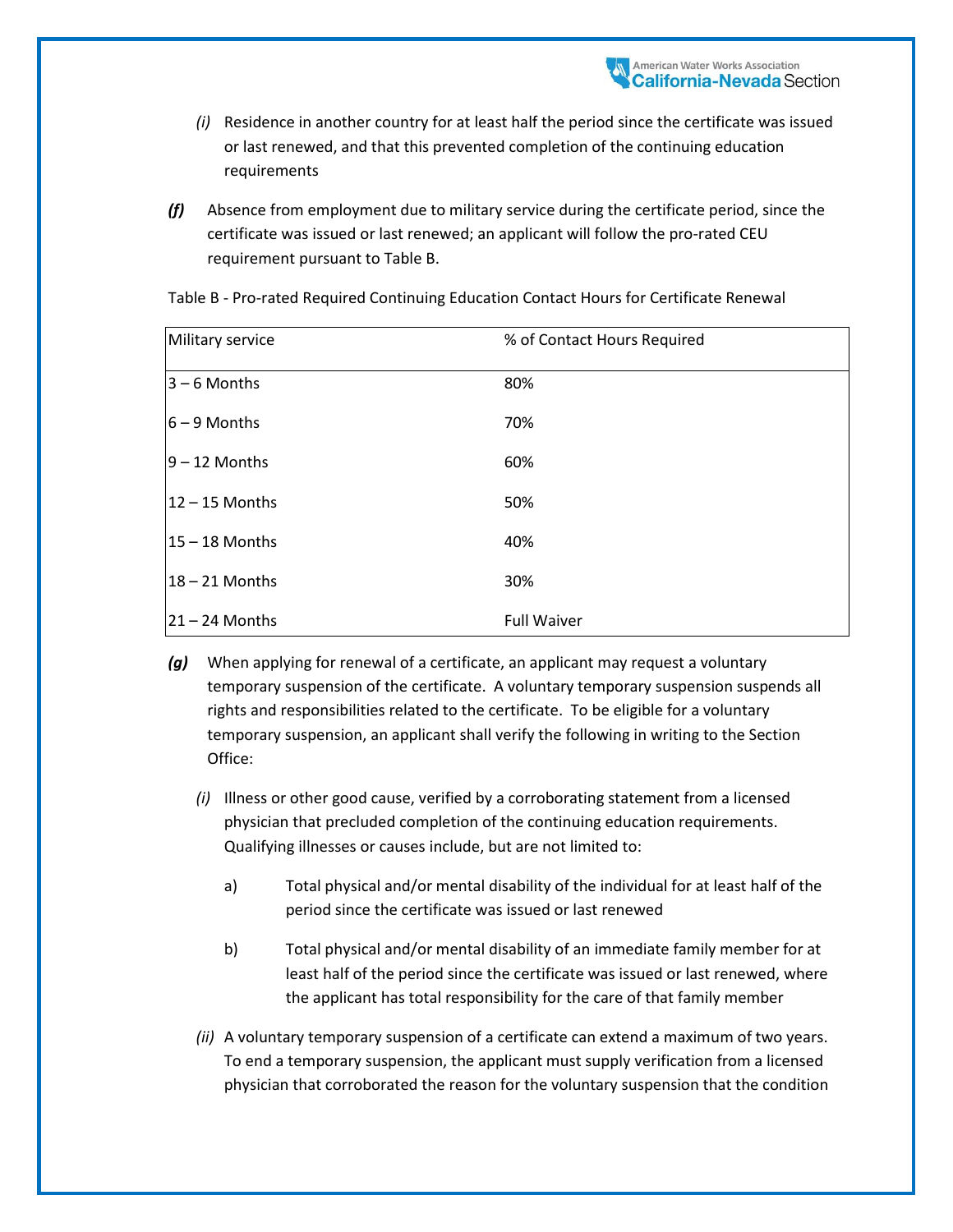*(i)* Residence in another country for at least half the period since the certificate was issued or last renewed, and that this prevented completion of the continuing education requirements

***(f)*** Absence from employment due to military service during the certificate period, since the certificate was issued or last renewed; an applicant will follow the pro-rated CEU requirement pursuant to Table B.

Table B - Pro-rated Required Continuing Education Contact Hours for Certificate Renewal

| Military service | % of Contact Hours Required |
|---|---|
| 3 – 6 Months | 80% |
| 6 – 9 Months | 70% |
| 9 – 12 Months | 60% |
| 12 – 15 Months | 50% |
| 15 – 18 Months | 40% |
| 18 – 21 Months | 30% |
| 21 – 24 Months | Full Waiver |

***(g)*** When applying for renewal of a certificate, an applicant may request a voluntary temporary suspension of the certificate. A voluntary temporary suspension suspends all rights and responsibilities related to the certificate. To be eligible for a voluntary temporary suspension, an applicant shall verify the following in writing to the Section Office:

*(i)* Illness or other good cause, verified by a corroborating statement from a licensed physician that precluded completion of the continuing education requirements. Qualifying illnesses or causes include, but are not limited to:

a) Total physical and/or mental disability of the individual for at least half of the period since the certificate was issued or last renewed

b) Total physical and/or mental disability of an immediate family member for at least half of the period since the certificate was issued or last renewed, where the applicant has total responsibility for the care of that family member

*(ii)* A voluntary temporary suspension of a certificate can extend a maximum of two years. To end a temporary suspension, the applicant must supply verification from a licensed physician that corroborated the reason for the voluntary suspension that the condition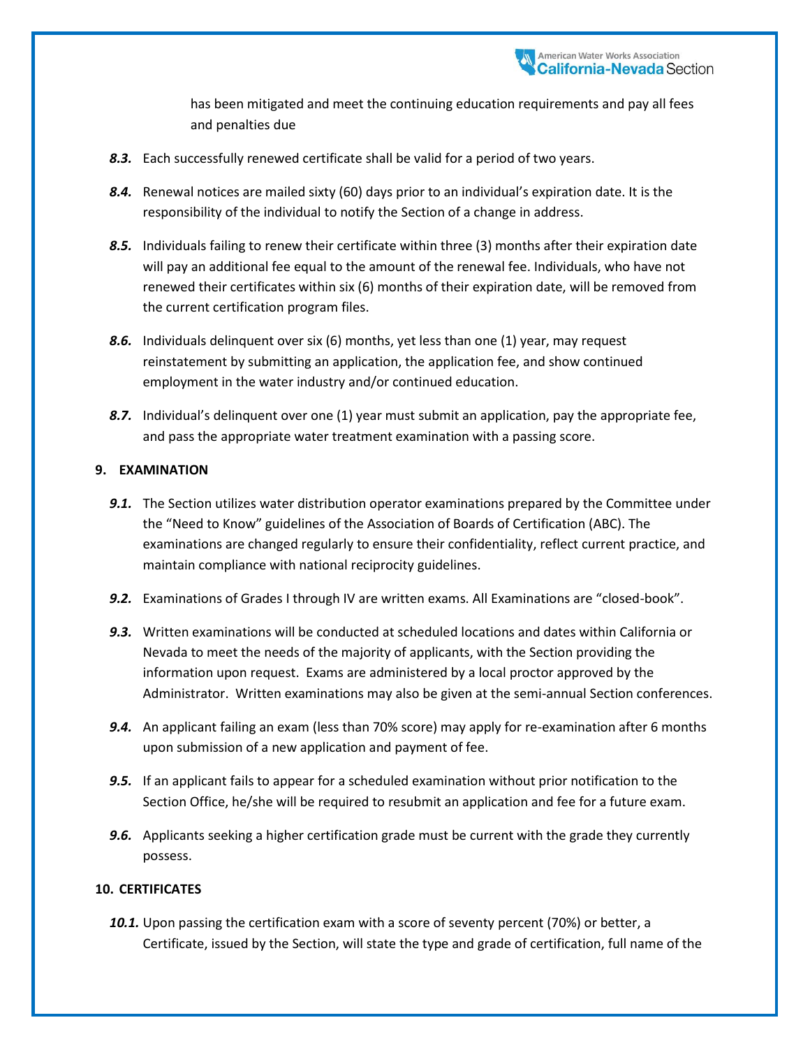has been mitigated and meet the continuing education requirements and pay all fees and penalties due

***8.3.*** Each successfully renewed certificate shall be valid for a period of two years.

***8.4.*** Renewal notices are mailed sixty (60) days prior to an individual's expiration date. It is the responsibility of the individual to notify the Section of a change in address.

***8.5.*** Individuals failing to renew their certificate within three (3) months after their expiration date will pay an additional fee equal to the amount of the renewal fee. Individuals, who have not renewed their certificates within six (6) months of their expiration date, will be removed from the current certification program files.

***8.6.*** Individuals delinquent over six (6) months, yet less than one (1) year, may request reinstatement by submitting an application, the application fee, and show continued employment in the water industry and/or continued education.

***8.7.*** Individual's delinquent over one (1) year must submit an application, pay the appropriate fee, and pass the appropriate water treatment examination with a passing score.

## 9. EXAMINATION

***9.1.*** The Section utilizes water distribution operator examinations prepared by the Committee under the "Need to Know" guidelines of the Association of Boards of Certification (ABC). The examinations are changed regularly to ensure their confidentiality, reflect current practice, and maintain compliance with national reciprocity guidelines.

***9.2.*** Examinations of Grades I through IV are written exams. All Examinations are "closed-book".

***9.3.*** Written examinations will be conducted at scheduled locations and dates within California or Nevada to meet the needs of the majority of applicants, with the Section providing the information upon request. Exams are administered by a local proctor approved by the Administrator. Written examinations may also be given at the semi-annual Section conferences.

***9.4.*** An applicant failing an exam (less than 70% score) may apply for re-examination after 6 months upon submission of a new application and payment of fee.

***9.5.*** If an applicant fails to appear for a scheduled examination without prior notification to the Section Office, he/she will be required to resubmit an application and fee for a future exam.

***9.6.*** Applicants seeking a higher certification grade must be current with the grade they currently possess.

## 10. CERTIFICATES

***10.1.*** Upon passing the certification exam with a score of seventy percent (70%) or better, a Certificate, issued by the Section, will state the type and grade of certification, full name of the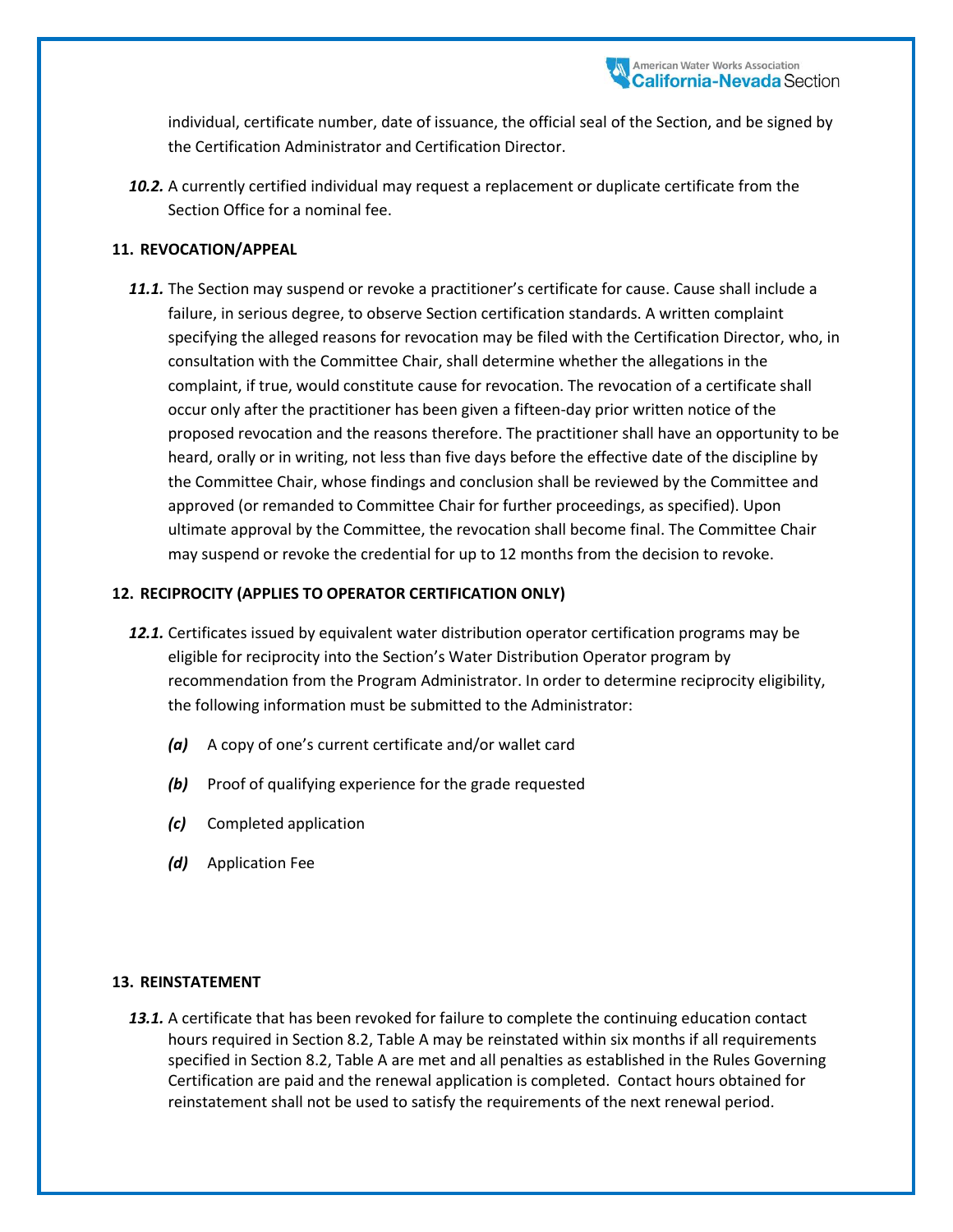individual, certificate number, date of issuance, the official seal of the Section, and be signed by the Certification Administrator and Certification Director.

***10.2.*** A currently certified individual may request a replacement or duplicate certificate from the Section Office for a nominal fee.

## 11. REVOCATION/APPEAL

***11.1.*** The Section may suspend or revoke a practitioner's certificate for cause. Cause shall include a failure, in serious degree, to observe Section certification standards. A written complaint specifying the alleged reasons for revocation may be filed with the Certification Director, who, in consultation with the Committee Chair, shall determine whether the allegations in the complaint, if true, would constitute cause for revocation. The revocation of a certificate shall occur only after the practitioner has been given a fifteen-day prior written notice of the proposed revocation and the reasons therefore. The practitioner shall have an opportunity to be heard, orally or in writing, not less than five days before the effective date of the discipline by the Committee Chair, whose findings and conclusion shall be reviewed by the Committee and approved (or remanded to Committee Chair for further proceedings, as specified). Upon ultimate approval by the Committee, the revocation shall become final. The Committee Chair may suspend or revoke the credential for up to 12 months from the decision to revoke.

## 12. RECIPROCITY (APPLIES TO OPERATOR CERTIFICATION ONLY)

***12.1.*** Certificates issued by equivalent water distribution operator certification programs may be eligible for reciprocity into the Section's Water Distribution Operator program by recommendation from the Program Administrator. In order to determine reciprocity eligibility, the following information must be submitted to the Administrator:

- ***(a)*** A copy of one's current certificate and/or wallet card
- ***(b)*** Proof of qualifying experience for the grade requested
- ***(c)*** Completed application
- ***(d)*** Application Fee

## 13. REINSTATEMENT

***13.1.*** A certificate that has been revoked for failure to complete the continuing education contact hours required in Section 8.2, Table A may be reinstated within six months if all requirements specified in Section 8.2, Table A are met and all penalties as established in the Rules Governing Certification are paid and the renewal application is completed. Contact hours obtained for reinstatement shall not be used to satisfy the requirements of the next renewal period.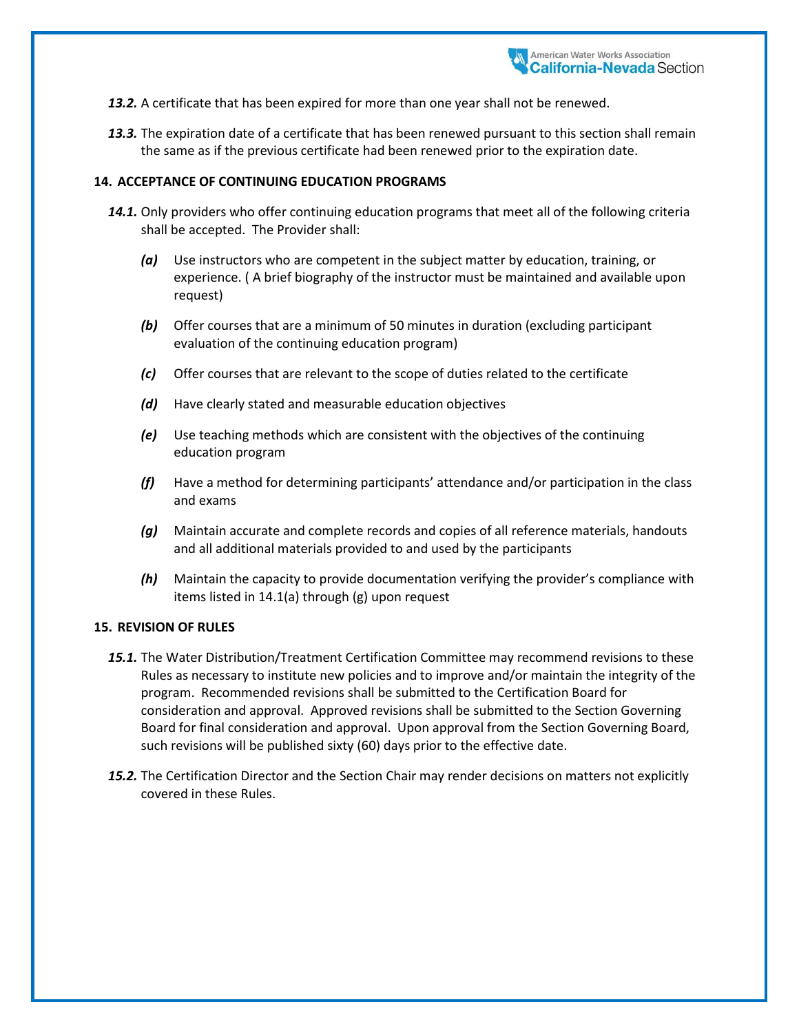***13.2.*** A certificate that has been expired for more than one year shall not be renewed.

***13.3.*** The expiration date of a certificate that has been renewed pursuant to this section shall remain the same as if the previous certificate had been renewed prior to the expiration date.

**14. ACCEPTANCE OF CONTINUING EDUCATION PROGRAMS**

***14.1.*** Only providers who offer continuing education programs that meet all of the following criteria shall be accepted. The Provider shall:

***(a)*** Use instructors who are competent in the subject matter by education, training, or experience. ( A brief biography of the instructor must be maintained and available upon request)

***(b)*** Offer courses that are a minimum of 50 minutes in duration (excluding participant evaluation of the continuing education program)

***(c)*** Offer courses that are relevant to the scope of duties related to the certificate

***(d)*** Have clearly stated and measurable education objectives

***(e)*** Use teaching methods which are consistent with the objectives of the continuing education program

***(f)*** Have a method for determining participants' attendance and/or participation in the class and exams

***(g)*** Maintain accurate and complete records and copies of all reference materials, handouts and all additional materials provided to and used by the participants

***(h)*** Maintain the capacity to provide documentation verifying the provider's compliance with items listed in 14.1(a) through (g) upon request

**15. REVISION OF RULES**

***15.1.*** The Water Distribution/Treatment Certification Committee may recommend revisions to these Rules as necessary to institute new policies and to improve and/or maintain the integrity of the program. Recommended revisions shall be submitted to the Certification Board for consideration and approval. Approved revisions shall be submitted to the Section Governing Board for final consideration and approval. Upon approval from the Section Governing Board, such revisions will be published sixty (60) days prior to the effective date.

***15.2.*** The Certification Director and the Section Chair may render decisions on matters not explicitly covered in these Rules.